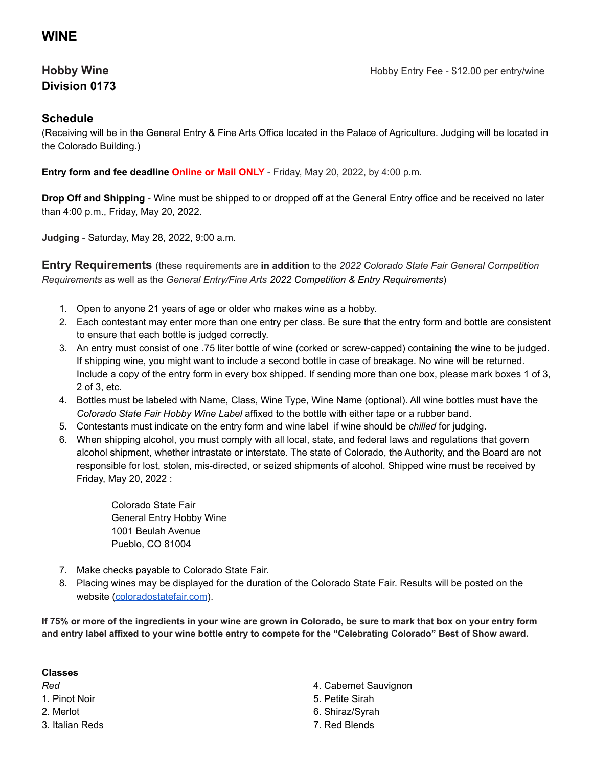# WINE

## Hobby Wine
## Division 0173

Hobby Entry Fee - $12.00 per entry/wine

### Schedule

(Receiving will be in the General Entry & Fine Arts Office located in the Palace of Agriculture. Judging will be located in the Colorado Building.)

**Entry form and fee deadline Online or Mail ONLY** - Friday, May 20, 2022, by 4:00 p.m.

**Drop Off and Shipping** - Wine must be shipped to or dropped off at the General Entry office and be received no later than 4:00 p.m., Friday, May 20, 2022.

**Judging** - Saturday, May 28, 2022, 9:00 a.m.

### Entry Requirements

(these requirements are **in addition** to the *2022 Colorado State Fair General Competition Requirements* as well as the *General Entry/Fine Arts 2022 Competition & Entry Requirements*)

1. Open to anyone 21 years of age or older who makes wine as a hobby.
2. Each contestant may enter more than one entry per class. Be sure that the entry form and bottle are consistent to ensure that each bottle is judged correctly.
3. An entry must consist of one .75 liter bottle of wine (corked or screw-capped) containing the wine to be judged. If shipping wine, you might want to include a second bottle in case of breakage. No wine will be returned. Include a copy of the entry form in every box shipped. If sending more than one box, please mark boxes 1 of 3, 2 of 3, etc.
4. Bottles must be labeled with Name, Class, Wine Type, Wine Name (optional). All wine bottles must have the *Colorado State Fair Hobby Wine Label* affixed to the bottle with either tape or a rubber band.
5. Contestants must indicate on the entry form and wine label if wine should be *chilled* for judging.
6. When shipping alcohol, you must comply with all local, state, and federal laws and regulations that govern alcohol shipment, whether intrastate or interstate. The state of Colorado, the Authority, and the Board are not responsible for lost, stolen, mis-directed, or seized shipments of alcohol. Shipped wine must be received by Friday, May 20, 2022 :

   Colorado State Fair
   General Entry Hobby Wine
   1001 Beulah Avenue
   Pueblo, CO 81004

7. Make checks payable to Colorado State Fair.
8. Placing wines may be displayed for the duration of the Colorado State Fair. Results will be posted on the website (coloradostatefair.com).

**If 75% or more of the ingredients in your wine are grown in Colorado, be sure to mark that box on your entry form and entry label affixed to your wine bottle entry to compete for the "Celebrating Colorado" Best of Show award.**

**Classes**

*Red*

1. Pinot Noir
2. Merlot
3. Italian Reds
4. Cabernet Sauvignon
5. Petite Sirah
6. Shiraz/Syrah
7. Red Blends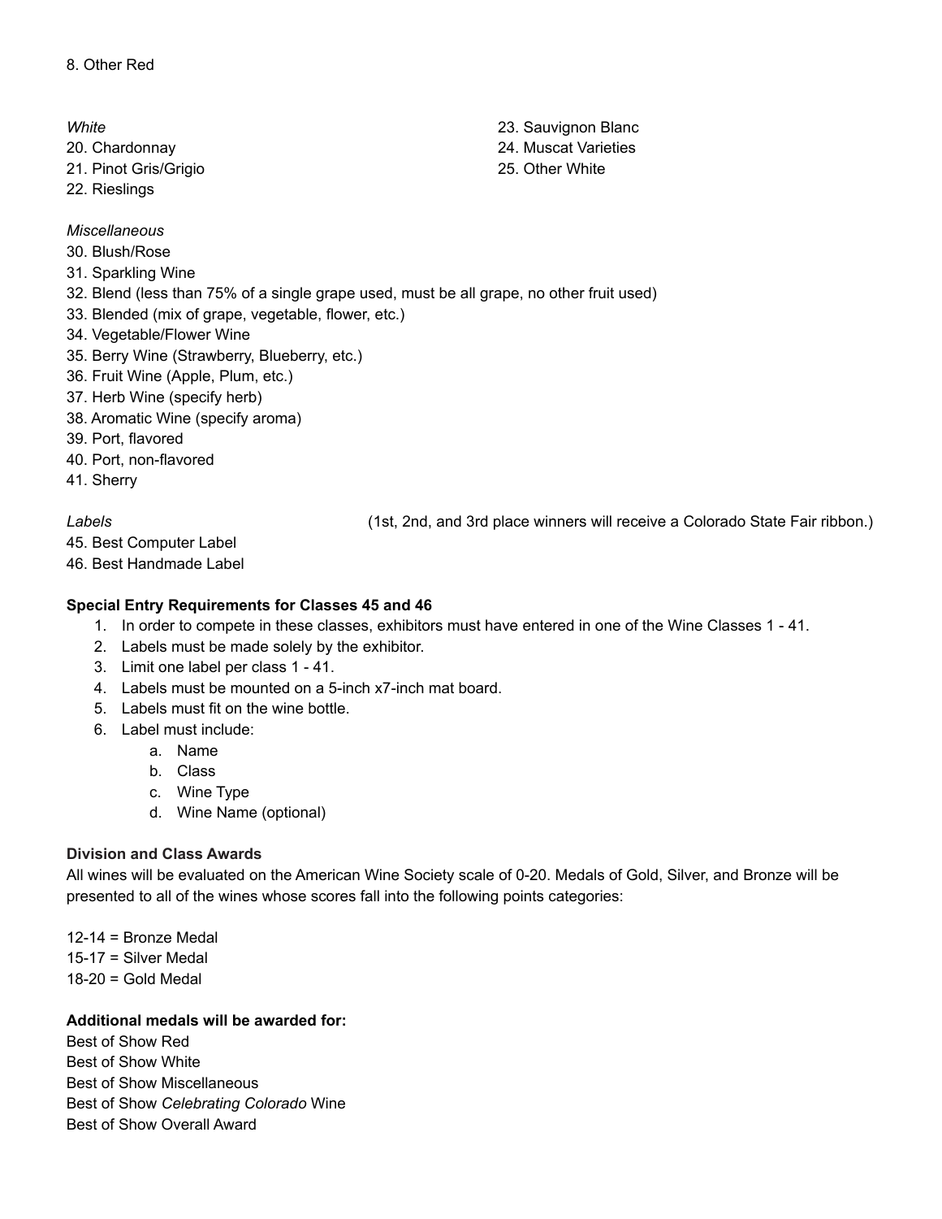8. Other Red

*White*

20. Chardonnay
21. Pinot Gris/Grigio
22. Rieslings
23. Sauvignon Blanc
24. Muscat Varieties
25. Other White

*Miscellaneous*

30. Blush/Rose
31. Sparkling Wine
32. Blend (less than 75% of a single grape used, must be all grape, no other fruit used)
33. Blended (mix of grape, vegetable, flower, etc.)
34. Vegetable/Flower Wine
35. Berry Wine (Strawberry, Blueberry, etc.)
36. Fruit Wine (Apple, Plum, etc.)
37. Herb Wine (specify herb)
38. Aromatic Wine (specify aroma)
39. Port, flavored
40. Port, non-flavored
41. Sherry

*Labels* (1st, 2nd, and 3rd place winners will receive a Colorado State Fair ribbon.)

45. Best Computer Label
46. Best Handmade Label

**Special Entry Requirements for Classes 45 and 46**

1. In order to compete in these classes, exhibitors must have entered in one of the Wine Classes 1 - 41.
2. Labels must be made solely by the exhibitor.
3. Limit one label per class 1 - 41.
4. Labels must be mounted on a 5-inch x7-inch mat board.
5. Labels must fit on the wine bottle.
6. Label must include:
   a. Name
   b. Class
   c. Wine Type
   d. Wine Name (optional)

**Division and Class Awards**

All wines will be evaluated on the American Wine Society scale of 0-20. Medals of Gold, Silver, and Bronze will be presented to all of the wines whose scores fall into the following points categories:

12-14 = Bronze Medal
15-17 = Silver Medal
18-20 = Gold Medal

**Additional medals will be awarded for:**

Best of Show Red
Best of Show White
Best of Show Miscellaneous
Best of Show *Celebrating Colorado* Wine
Best of Show Overall Award